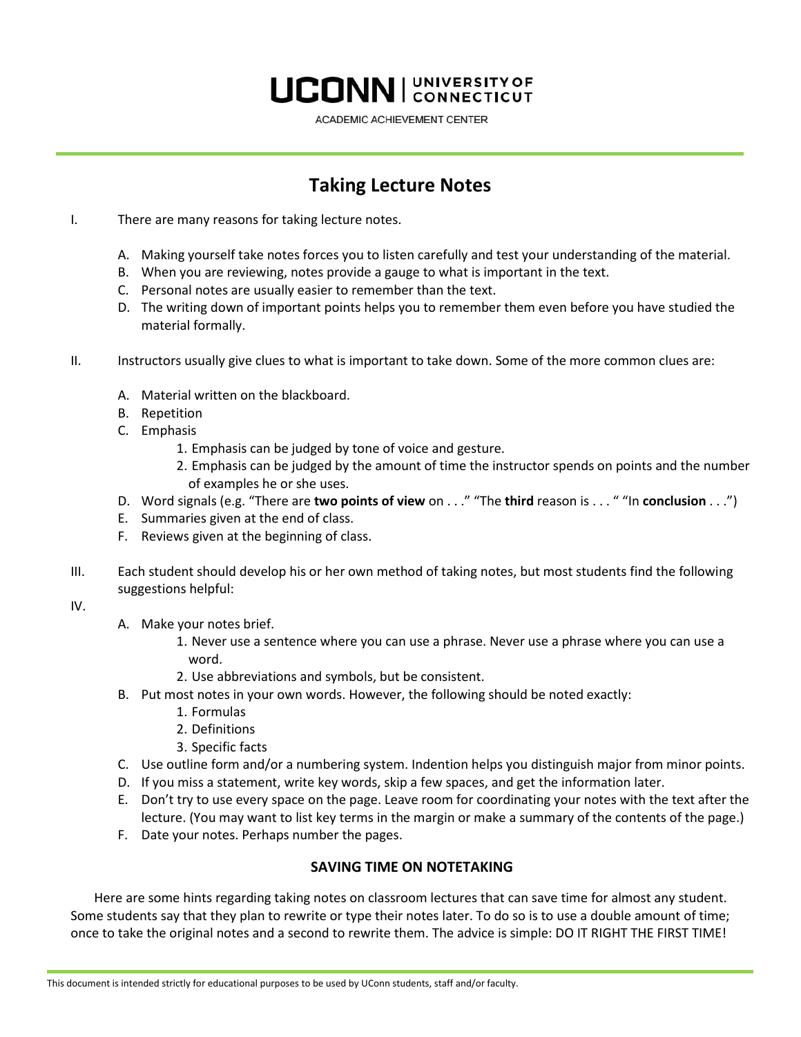UCONN | UNIVERSITY OF CONNECTICUT

ACADEMIC ACHIEVEMENT CENTER

# Taking Lecture Notes

I. There are many reasons for taking lecture notes.

   A. Making yourself take notes forces you to listen carefully and test your understanding of the material.
   B. When you are reviewing, notes provide a gauge to what is important in the text.
   C. Personal notes are usually easier to remember than the text.
   D. The writing down of important points helps you to remember them even before you have studied the material formally.

II. Instructors usually give clues to what is important to take down. Some of the more common clues are:

   A. Material written on the blackboard.
   B. Repetition
   C. Emphasis
      1. Emphasis can be judged by tone of voice and gesture.
      2. Emphasis can be judged by the amount of time the instructor spends on points and the number of examples he or she uses.
   D. Word signals (e.g. "There are **two points of view** on . . ." "The **third** reason is . . . " "In **conclusion** . . .")
   E. Summaries given at the end of class.
   F. Reviews given at the beginning of class.

III. Each student should develop his or her own method of taking notes, but most students find the following suggestions helpful:

IV.

   A. Make your notes brief.
      1. Never use a sentence where you can use a phrase. Never use a phrase where you can use a word.
      2. Use abbreviations and symbols, but be consistent.
   B. Put most notes in your own words. However, the following should be noted exactly:
      1. Formulas
      2. Definitions
      3. Specific facts
   C. Use outline form and/or a numbering system. Indention helps you distinguish major from minor points.
   D. If you miss a statement, write key words, skip a few spaces, and get the information later.
   E. Don't try to use every space on the page. Leave room for coordinating your notes with the text after the lecture. (You may want to list key terms in the margin or make a summary of the contents of the page.)
   F. Date your notes. Perhaps number the pages.

### SAVING TIME ON NOTETAKING

Here are some hints regarding taking notes on classroom lectures that can save time for almost any student. Some students say that they plan to rewrite or type their notes later. To do so is to use a double amount of time; once to take the original notes and a second to rewrite them. The advice is simple: DO IT RIGHT THE FIRST TIME!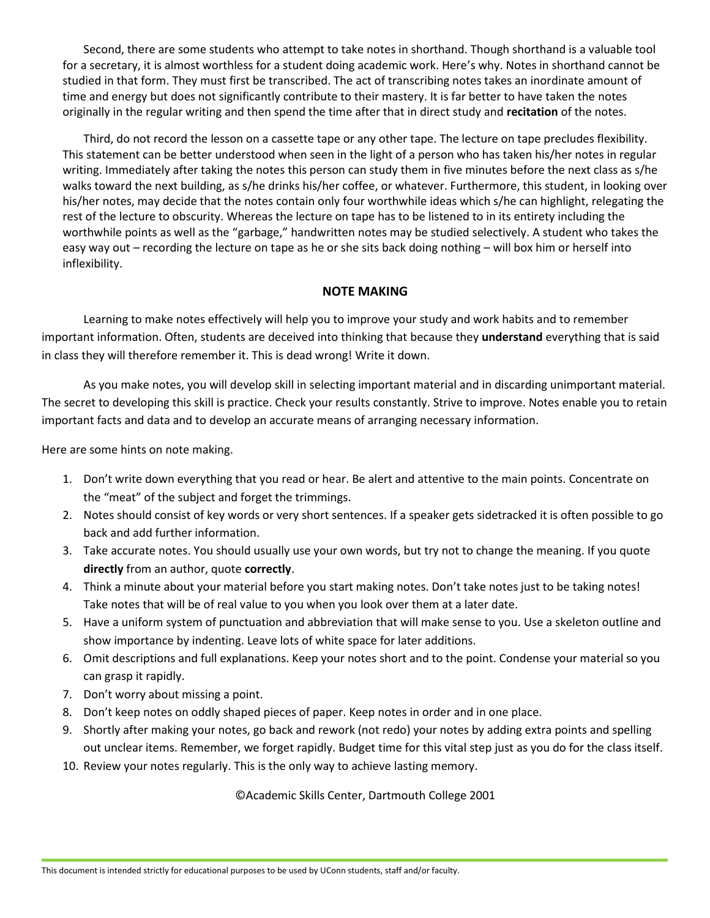Second, there are some students who attempt to take notes in shorthand. Though shorthand is a valuable tool for a secretary, it is almost worthless for a student doing academic work. Here's why. Notes in shorthand cannot be studied in that form. They must first be transcribed. The act of transcribing notes takes an inordinate amount of time and energy but does not significantly contribute to their mastery. It is far better to have taken the notes originally in the regular writing and then spend the time after that in direct study and **recitation** of the notes.

Third, do not record the lesson on a cassette tape or any other tape. The lecture on tape precludes flexibility. This statement can be better understood when seen in the light of a person who has taken his/her notes in regular writing. Immediately after taking the notes this person can study them in five minutes before the next class as s/he walks toward the next building, as s/he drinks his/her coffee, or whatever. Furthermore, this student, in looking over his/her notes, may decide that the notes contain only four worthwhile ideas which s/he can highlight, relegating the rest of the lecture to obscurity. Whereas the lecture on tape has to be listened to in its entirety including the worthwhile points as well as the "garbage," handwritten notes may be studied selectively. A student who takes the easy way out – recording the lecture on tape as he or she sits back doing nothing – will box him or herself into inflexibility.

## NOTE MAKING

Learning to make notes effectively will help you to improve your study and work habits and to remember important information. Often, students are deceived into thinking that because they **understand** everything that is said in class they will therefore remember it. This is dead wrong! Write it down.

As you make notes, you will develop skill in selecting important material and in discarding unimportant material. The secret to developing this skill is practice. Check your results constantly. Strive to improve. Notes enable you to retain important facts and data and to develop an accurate means of arranging necessary information.

Here are some hints on note making.

1. Don't write down everything that you read or hear. Be alert and attentive to the main points. Concentrate on the "meat" of the subject and forget the trimmings.
2. Notes should consist of key words or very short sentences. If a speaker gets sidetracked it is often possible to go back and add further information.
3. Take accurate notes. You should usually use your own words, but try not to change the meaning. If you quote **directly** from an author, quote **correctly**.
4. Think a minute about your material before you start making notes. Don't take notes just to be taking notes! Take notes that will be of real value to you when you look over them at a later date.
5. Have a uniform system of punctuation and abbreviation that will make sense to you. Use a skeleton outline and show importance by indenting. Leave lots of white space for later additions.
6. Omit descriptions and full explanations. Keep your notes short and to the point. Condense your material so you can grasp it rapidly.
7. Don't worry about missing a point.
8. Don't keep notes on oddly shaped pieces of paper. Keep notes in order and in one place.
9. Shortly after making your notes, go back and rework (not redo) your notes by adding extra points and spelling out unclear items. Remember, we forget rapidly. Budget time for this vital step just as you do for the class itself.
10. Review your notes regularly. This is the only way to achieve lasting memory.

©Academic Skills Center, Dartmouth College 2001

This document is intended strictly for educational purposes to be used by UConn students, staff and/or faculty.